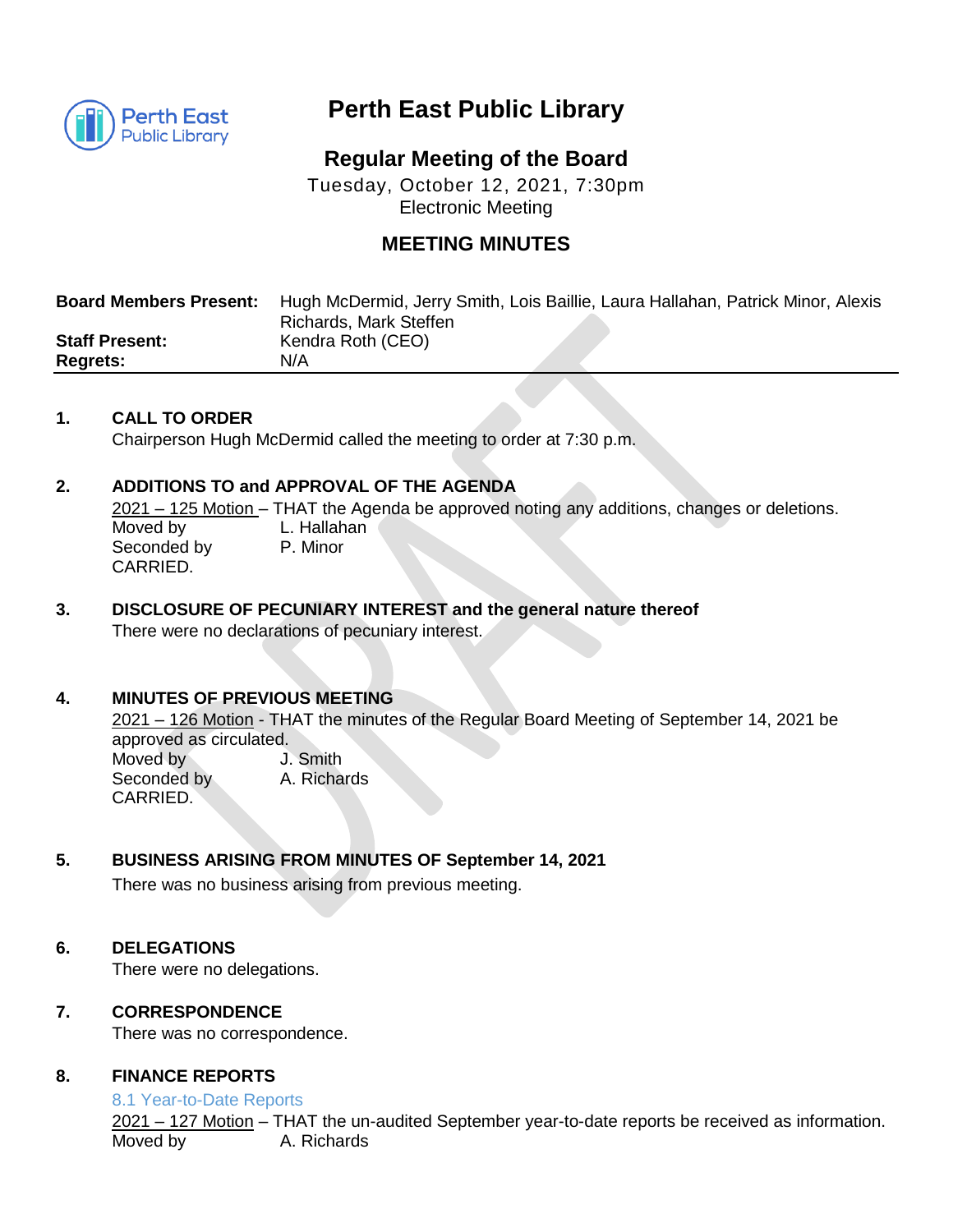# Perth East Public Library

## Regular Meeting of the Board

Tuesday, October 12, 2021, 7:30pm
Electronic Meeting

## MEETING MINUTES

| | |
|---|---|
| **Board Members Present:** | Hugh McDermid, Jerry Smith, Lois Baillie, Laura Hallahan, Patrick Minor, Alexis Richards, Mark Steffen |
| **Staff Present:** | Kendra Roth (CEO) |
| **Regrets:** | N/A |

### 1. CALL TO ORDER

Chairperson Hugh McDermid called the meeting to order at 7:30 p.m.

### 2. ADDITIONS TO and APPROVAL OF THE AGENDA

2021 – 125 Motion – THAT the Agenda be approved noting any additions, changes or deletions.
Moved by L. Hallahan
Seconded by P. Minor
CARRIED.

### 3. DISCLOSURE OF PECUNIARY INTEREST and the general nature thereof

There were no declarations of pecuniary interest.

### 4. MINUTES OF PREVIOUS MEETING

2021 – 126 Motion - THAT the minutes of the Regular Board Meeting of September 14, 2021 be approved as circulated.
Moved by J. Smith
Seconded by A. Richards
CARRIED.

### 5. BUSINESS ARISING FROM MINUTES OF September 14, 2021

There was no business arising from previous meeting.

### 6. DELEGATIONS

There were no delegations.

### 7. CORRESPONDENCE

There was no correspondence.

### 8. FINANCE REPORTS

8.1 Year-to-Date Reports

2021 – 127 Motion – THAT the un-audited September year-to-date reports be received as information.
Moved by A. Richards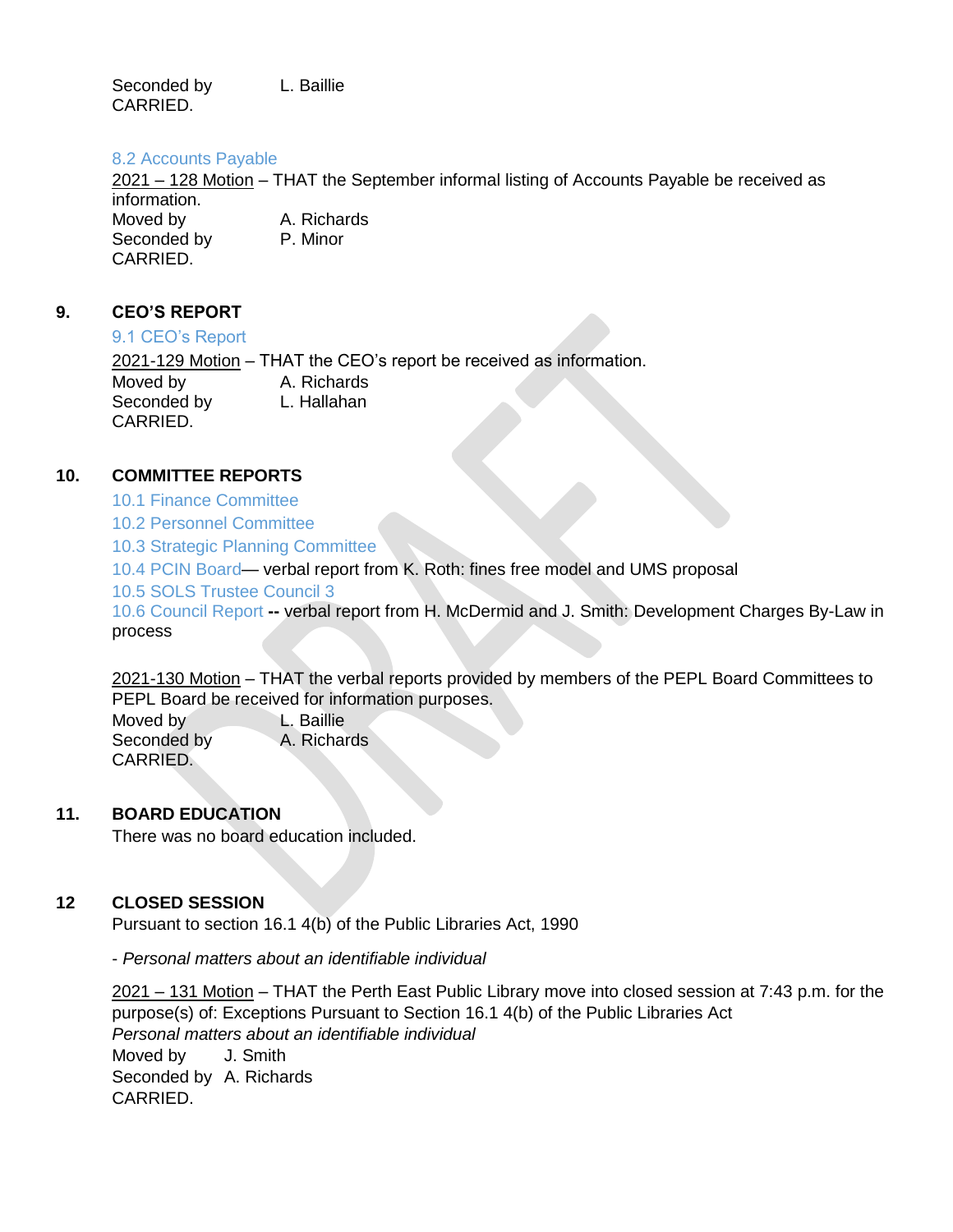Seconded by L. Baillie
CARRIED.

8.2 Accounts Payable

2021 – 128 Motion – THAT the September informal listing of Accounts Payable be received as information.
Moved by A. Richards
Seconded by P. Minor
CARRIED.

## 9. CEO'S REPORT

9.1 CEO's Report

2021-129 Motion – THAT the CEO's report be received as information.
Moved by A. Richards
Seconded by L. Hallahan
CARRIED.

## 10. COMMITTEE REPORTS

10.1 Finance Committee
10.2 Personnel Committee
10.3 Strategic Planning Committee
10.4 PCIN Board— verbal report from K. Roth: fines free model and UMS proposal
10.5 SOLS Trustee Council 3
10.6 Council Report **--** verbal report from H. McDermid and J. Smith: Development Charges By-Law in process

2021-130 Motion – THAT the verbal reports provided by members of the PEPL Board Committees to PEPL Board be received for information purposes.
Moved by L. Baillie
Seconded by A. Richards
CARRIED.

## 11. BOARD EDUCATION

There was no board education included.

## 12 CLOSED SESSION

Pursuant to section 16.1 4(b) of the Public Libraries Act, 1990

*- Personal matters about an identifiable individual*

2021 – 131 Motion – THAT the Perth East Public Library move into closed session at 7:43 p.m. for the purpose(s) of: Exceptions Pursuant to Section 16.1 4(b) of the Public Libraries Act
*Personal matters about an identifiable individual*
Moved by J. Smith
Seconded by A. Richards
CARRIED.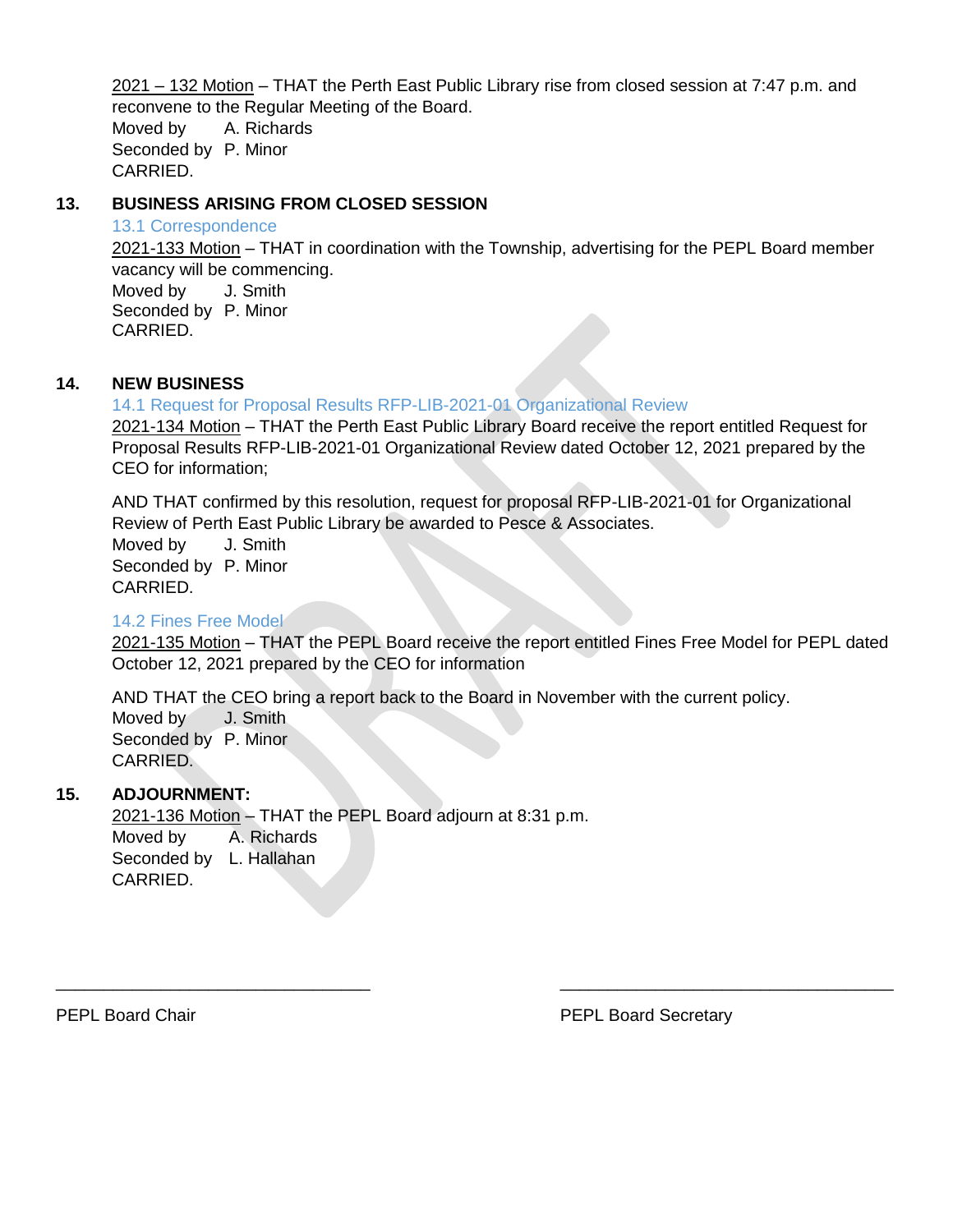2021 – 132 Motion – THAT the Perth East Public Library rise from closed session at 7:47 p.m. and reconvene to the Regular Meeting of the Board.
Moved by A. Richards
Seconded by P. Minor
CARRIED.

## 13. BUSINESS ARISING FROM CLOSED SESSION

### 13.1 Correspondence

2021-133 Motion – THAT in coordination with the Township, advertising for the PEPL Board member vacancy will be commencing.
Moved by J. Smith
Seconded by P. Minor
CARRIED.

## 14. NEW BUSINESS

### 14.1 Request for Proposal Results RFP-LIB-2021-01 Organizational Review

2021-134 Motion – THAT the Perth East Public Library Board receive the report entitled Request for Proposal Results RFP-LIB-2021-01 Organizational Review dated October 12, 2021 prepared by the CEO for information;

AND THAT confirmed by this resolution, request for proposal RFP-LIB-2021-01 for Organizational Review of Perth East Public Library be awarded to Pesce & Associates.
Moved by J. Smith
Seconded by P. Minor
CARRIED.

### 14.2 Fines Free Model

2021-135 Motion – THAT the PEPL Board receive the report entitled Fines Free Model for PEPL dated October 12, 2021 prepared by the CEO for information

AND THAT the CEO bring a report back to the Board in November with the current policy.
Moved by J. Smith
Seconded by P. Minor
CARRIED.

## 15. ADJOURNMENT:

2021-136 Motion – THAT the PEPL Board adjourn at 8:31 p.m.
Moved by A. Richards
Seconded by L. Hallahan
CARRIED.

\_\_\_\_\_\_\_\_\_\_\_\_\_\_\_\_\_\_\_\_\_\_\_\_\_\_\_\_\_\_\_\_
PEPL Board Chair

\_\_\_\_\_\_\_\_\_\_\_\_\_\_\_\_\_\_\_\_\_\_\_\_\_\_\_\_\_\_\_\_
PEPL Board Secretary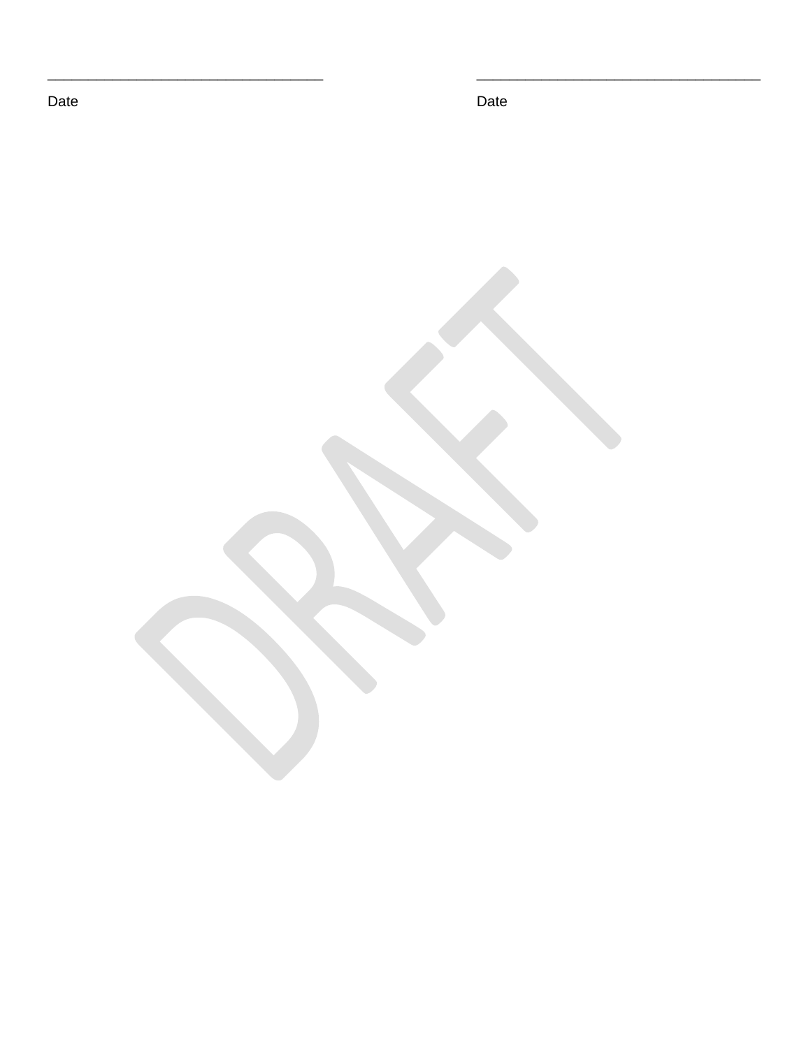\_\_\_\_\_\_\_\_\_\_\_\_\_\_\_\_\_\_\_\_\_\_\_\_\_\_\_\_\_\_\_\_\_\_\_\_

Date

\_\_\_\_\_\_\_\_\_\_\_\_\_\_\_\_\_\_\_\_\_\_\_\_\_\_\_\_\_\_\_\_\_\_\_\_

Date

DRAFT